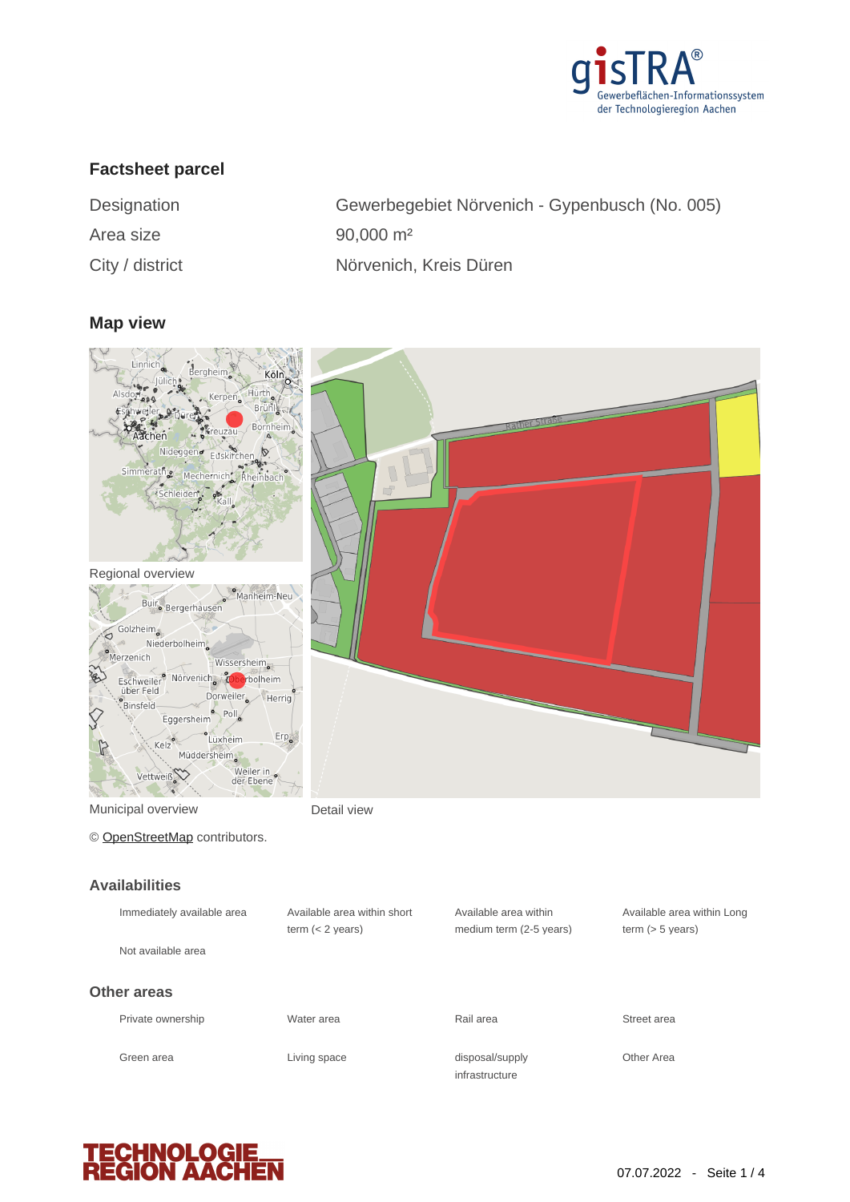## Factsheet parcel

| | |
|---|---|
| Designation | Gewerbegebiet Nörvenich - Gypenbusch (No. 005) |
| Area size | 90,000 m² |
| City / district | Nörvenich, Kreis Düren |

## Map view

Regional overview

Municipal overview

Detail view

© OpenStreetMap contributors.

## Availabilities

- Immediately available area
- Available area within short term (< 2 years)
- Available area within medium term (2-5 years)
- Available area within Long term (> 5 years)
- Not available area

## Other areas

- Private ownership
- Water area
- Rail area
- Street area
- Green area
- Living space
- disposal/supply infrastructure
- Other Area

07.07.2022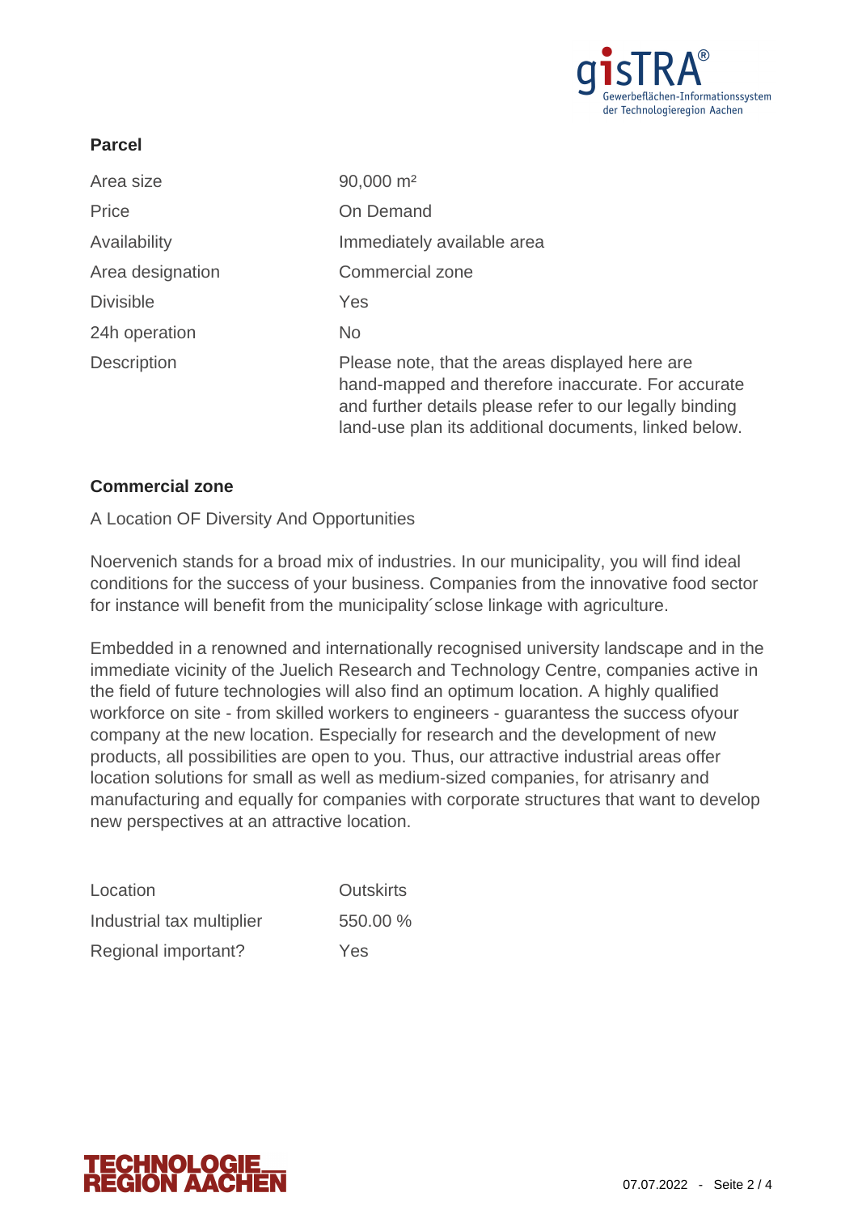## Parcel

| | |
|---|---|
| Area size | 90,000 m² |
| Price | On Demand |
| Availability | Immediately available area |
| Area designation | Commercial zone |
| Divisible | Yes |
| 24h operation | No |
| Description | Please note, that the areas displayed here are hand-mapped and therefore inaccurate. For accurate and further details please refer to our legally binding land-use plan its additional documents, linked below. |

## Commercial zone

A Location OF Diversity And Opportunities

Noervenich stands for a broad mix of industries. In our municipality, you will find ideal conditions for the success of your business. Companies from the innovative food sector for instance will benefit from the municipality´sclose linkage with agriculture.

Embedded in a renowned and internationally recognised university landscape and in the immediate vicinity of the Juelich Research and Technology Centre, companies active in the field of future technologies will also find an optimum location. A highly qualified workforce on site - from skilled workers to engineers - guarantess the success ofyour company at the new location. Especially for research and the development of new products, all possibilities are open to you. Thus, our attractive industrial areas offer location solutions for small as well as medium-sized companies, for atrisanry and manufacturing and equally for companies with corporate structures that want to develop new perspectives at an attractive location.

| | |
|---|---|
| Location | Outskirts |
| Industrial tax multiplier | 550.00 % |
| Regional important? | Yes |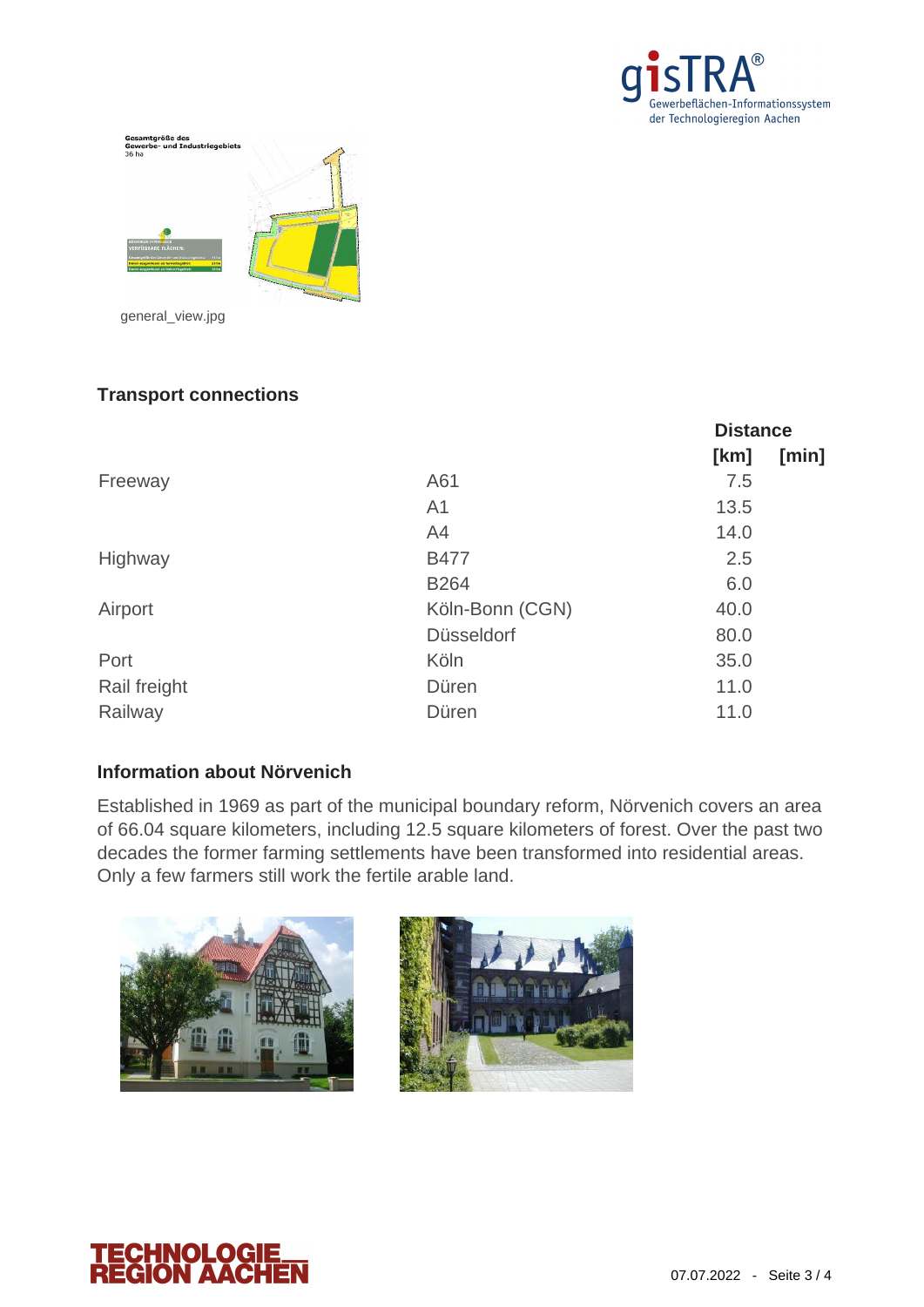general_view.jpg

### Transport connections

| | | Distance | |
|---|---|---|---|
| | | [km] | [min] |
| Freeway | A61 | 7.5 | |
| | A1 | 13.5 | |
| | A4 | 14.0 | |
| Highway | B477 | 2.5 | |
| | B264 | 6.0 | |
| Airport | Köln-Bonn (CGN) | 40.0 | |
| | Düsseldorf | 80.0 | |
| Port | Köln | 35.0 | |
| Rail freight | Düren | 11.0 | |
| Railway | Düren | 11.0 | |

### Information about Nörvenich

Established in 1969 as part of the municipal boundary reform, Nörvenich covers an area of 66.04 square kilometers, including 12.5 square kilometers of forest. Over the past two decades the former farming settlements have been transformed into residential areas. Only a few farmers still work the fertile arable land.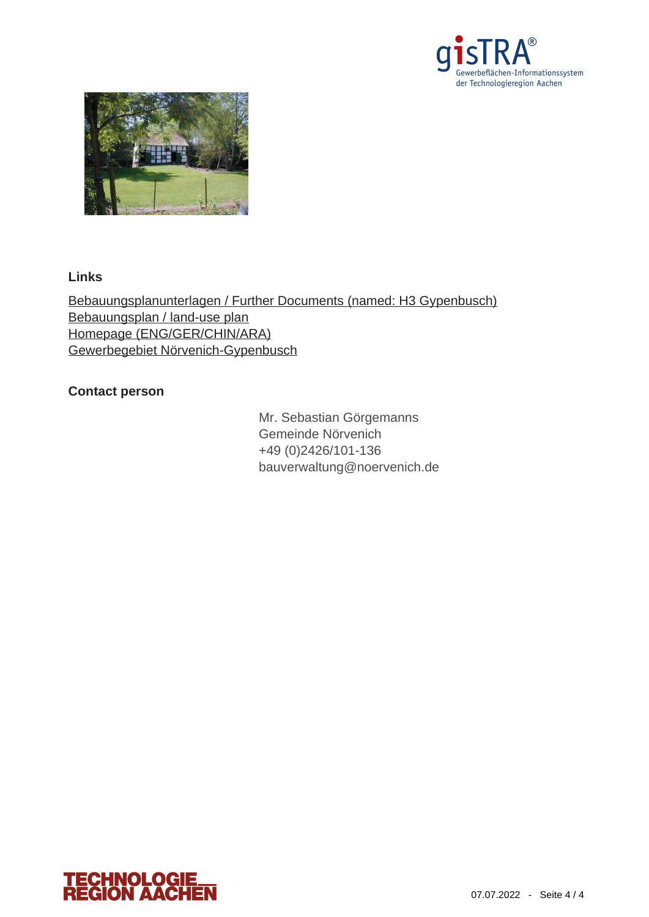## Links

Bebauungsplanunterlagen / Further Documents (named: H3 Gypenbusch)
Bebauungsplan / land-use plan
Homepage (ENG/GER/CHIN/ARA)
Gewerbegebiet Nörvenich-Gypenbusch

## Contact person

Mr. Sebastian Görgemanns
Gemeinde Nörvenich
+49 (0)2426/101-136
bauverwaltung@noervenich.de